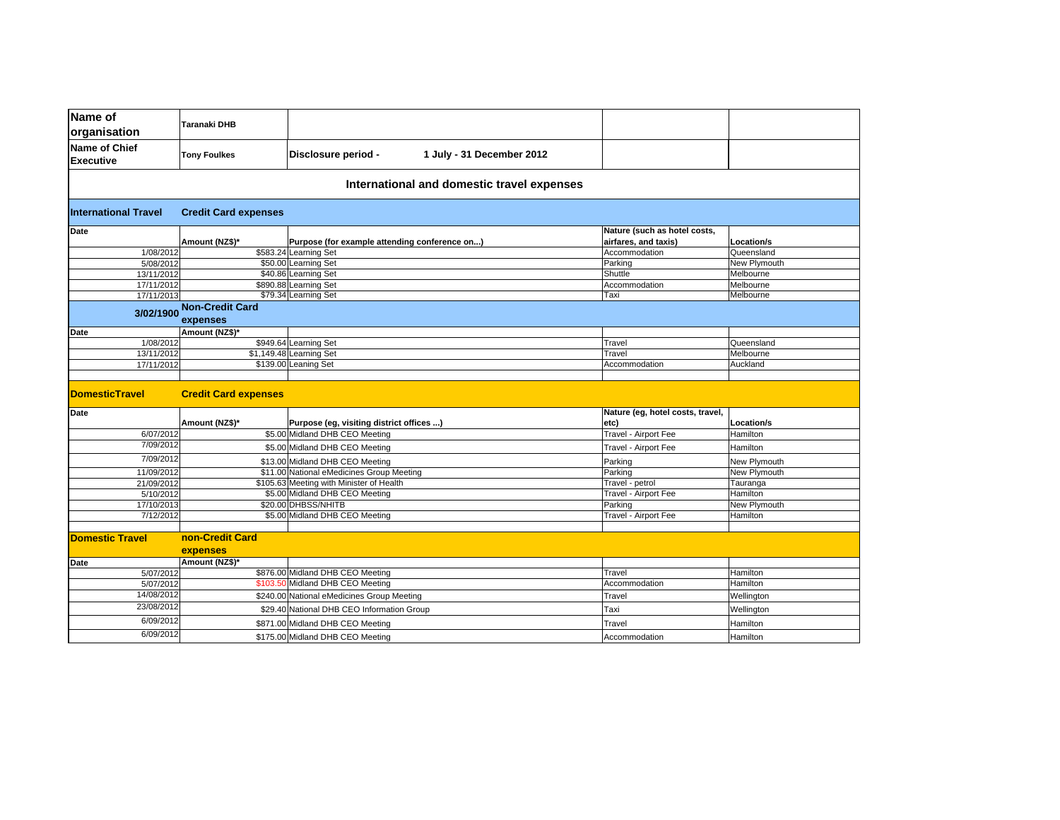| Name of organisation | Taranaki DHB | | | |
|---|---|---|---|---|
| Name of Chief Executive | Tony Foulkes | Disclosure period - 1 July - 31 December 2012 | | |

## International and domestic travel expenses

**International Travel — Credit Card expenses**

| Date | Amount (NZ$)* | Purpose (for example attending conference on...) | Nature (such as hotel costs, airfares, and taxis) | Location/s |
|---|---|---|---|---|
| 1/08/2012 | $583.24 | Learning Set | Accommodation | Queensland |
| 5/08/2012 | $50.00 | Learning Set | Parking | New Plymouth |
| 13/11/2012 | $40.86 | Learning Set | Shuttle | Melbourne |
| 17/11/2012 | $890.88 | Learning Set | Accommodation | Melbourne |
| 17/11/2013 | $79.34 | Learning Set | Taxi | Melbourne |

**3/02/1900 — Non-Credit Card expenses**

| Date | Amount (NZ$)* | | | |
|---|---|---|---|---|
| 1/08/2012 | $949.64 | Learning Set | Travel | Queensland |
| 13/11/2012 | $1,149.48 | Learning Set | Travel | Melbourne |
| 17/11/2012 | $139.00 | Leaning Set | Accommodation | Auckland |

**DomesticTravel — Credit Card expenses**

| Date | Amount (NZ$)* | Purpose (eg, visiting district offices ...) | Nature (eg, hotel costs, travel, etc) | Location/s |
|---|---|---|---|---|
| 6/07/2012 | $5.00 | Midland DHB CEO Meeting | Travel - Airport Fee | Hamilton |
| 7/09/2012 | $5.00 | Midland DHB CEO Meeting | Travel - Airport Fee | Hamilton |
| 7/09/2012 | $13.00 | Midland DHB CEO Meeting | Parking | New Plymouth |
| 11/09/2012 | $11.00 | National eMedicines Group Meeting | Parking | New Plymouth |
| 21/09/2012 | $105.63 | Meeting with Minister of Health | Travel - petrol | Tauranga |
| 5/10/2012 | $5.00 | Midland DHB CEO Meeting | Travel - Airport Fee | Hamilton |
| 17/10/2013 | $20.00 | DHBSS/NHITB | Parking | New Plymouth |
| 7/12/2012 | $5.00 | Midland DHB CEO Meeting | Travel - Airport Fee | Hamilton |

**Domestic Travel — non-Credit Card expenses**

| Date | Amount (NZ$)* | | | |
|---|---|---|---|---|
| 5/07/2012 | $876.00 | Midland DHB CEO Meeting | Travel | Hamilton |
| 5/07/2012 | $103.50 | Midland DHB CEO Meeting | Accommodation | Hamilton |
| 14/08/2012 | $240.00 | National eMedicines Group Meeting | Travel | Wellington |
| 23/08/2012 | $29.40 | National DHB CEO Information Group | Taxi | Wellington |
| 6/09/2012 | $871.00 | Midland DHB CEO Meeting | Travel | Hamilton |
| 6/09/2012 | $175.00 | Midland DHB CEO Meeting | Accommodation | Hamilton |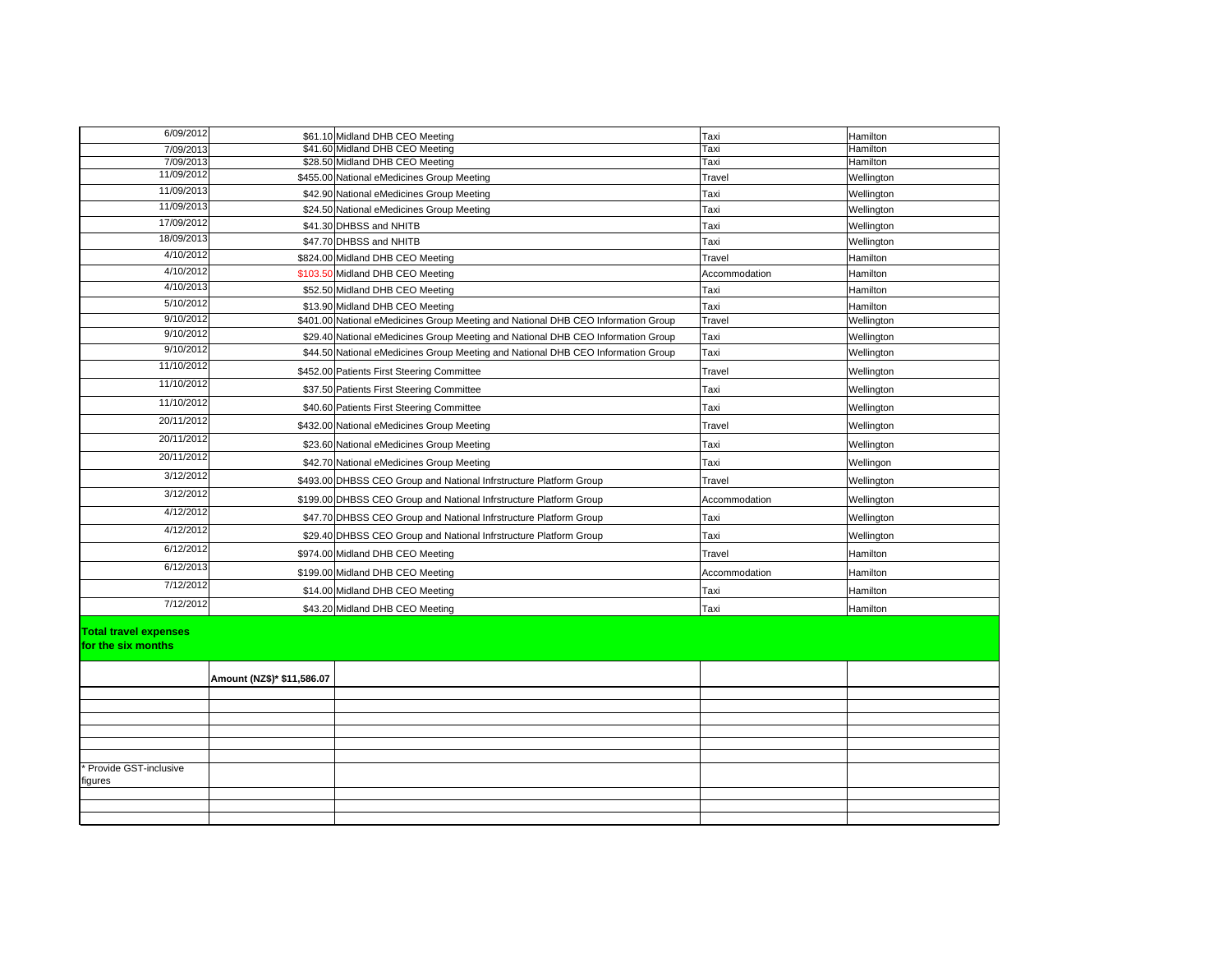| | | | | |
|---|---|---|---|---|
| 6/09/2012 | $61.10 | Midland DHB CEO Meeting | Taxi | Hamilton |
| 7/09/2013 | $41.60 | Midland DHB CEO Meeting | Taxi | Hamilton |
| 7/09/2013 | $28.50 | Midland DHB CEO Meeting | Taxi | Hamilton |
| 11/09/2012 | $455.00 | National eMedicines Group Meeting | Travel | Wellington |
| 11/09/2013 | $42.90 | National eMedicines Group Meeting | Taxi | Wellington |
| 11/09/2013 | $24.50 | National eMedicines Group Meeting | Taxi | Wellington |
| 17/09/2012 | $41.30 | DHBSS and NHITB | Taxi | Wellington |
| 18/09/2013 | $47.70 | DHBSS and NHITB | Taxi | Wellington |
| 4/10/2012 | $824.00 | Midland DHB CEO Meeting | Travel | Hamilton |
| 4/10/2012 | $103.50 | Midland DHB CEO Meeting | Accommodation | Hamilton |
| 4/10/2013 | $52.50 | Midland DHB CEO Meeting | Taxi | Hamilton |
| 5/10/2012 | $13.90 | Midland DHB CEO Meeting | Taxi | Hamilton |
| 9/10/2012 | $401.00 | National eMedicines Group Meeting and National DHB CEO Information Group | Travel | Wellington |
| 9/10/2012 | $29.40 | National eMedicines Group Meeting and National DHB CEO Information Group | Taxi | Wellington |
| 9/10/2012 | $44.50 | National eMedicines Group Meeting and National DHB CEO Information Group | Taxi | Wellington |
| 11/10/2012 | $452.00 | Patients First Steering Committee | Travel | Wellington |
| 11/10/2012 | $37.50 | Patients First Steering Committee | Taxi | Wellington |
| 11/10/2012 | $40.60 | Patients First Steering Committee | Taxi | Wellington |
| 20/11/2012 | $432.00 | National eMedicines Group Meeting | Travel | Wellington |
| 20/11/2012 | $23.60 | National eMedicines Group Meeting | Taxi | Wellington |
| 20/11/2012 | $42.70 | National eMedicines Group Meeting | Taxi | Wellingon |
| 3/12/2012 | $493.00 | DHBSS CEO Group and National Infrstructure Platform Group | Travel | Wellington |
| 3/12/2012 | $199.00 | DHBSS CEO Group and National Infrstructure Platform Group | Accommodation | Wellington |
| 4/12/2012 | $47.70 | DHBSS CEO Group and National Infrstructure Platform Group | Taxi | Wellington |
| 4/12/2012 | $29.40 | DHBSS CEO Group and National Infrstructure Platform Group | Taxi | Wellington |
| 6/12/2012 | $974.00 | Midland DHB CEO Meeting | Travel | Hamilton |
| 6/12/2013 | $199.00 | Midland DHB CEO Meeting | Accommodation | Hamilton |
| 7/12/2012 | $14.00 | Midland DHB CEO Meeting | Taxi | Hamilton |
| 7/12/2012 | $43.20 | Midland DHB CEO Meeting | Taxi | Hamilton |
| **Total travel expenses for the six months** | | | | |
| | Amount (NZ$)* $11,586.07 | | | |

* Provide GST-inclusive figures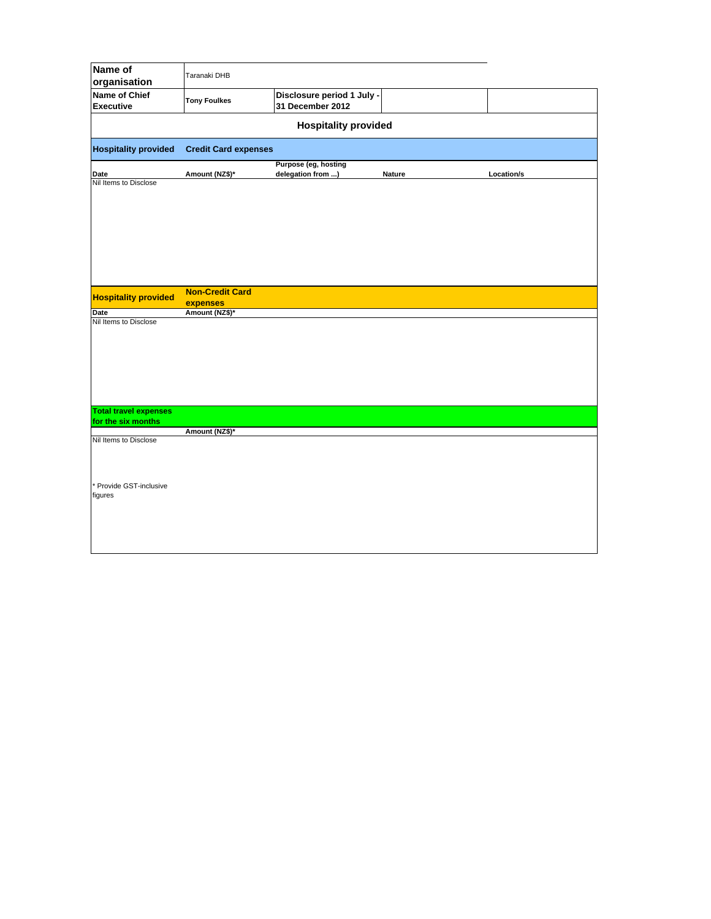| Name of organisation | Taranaki DHB | | | |
|---|---|---|---|---|
| Name of Chief Executive | Tony Foulkes | Disclosure period 1 July - 31 December 2012 | | |

## Hospitality provided

| Hospitality provided | Credit Card expenses | | | |
|---|---|---|---|---|
| Date | Amount (NZ$)* | Purpose (eg, hosting delegation from ...) | Nature | Location/s |
| Nil Items to Disclose | | | | |

| Hospitality provided | Non-Credit Card expenses |
|---|---|
| Date | Amount (NZ$)* |
| Nil Items to Disclose | |

| Total travel expenses for the six months | |
|---|---|
| | Amount (NZ$)* |
| Nil Items to Disclose | |

* Provide GST-inclusive figures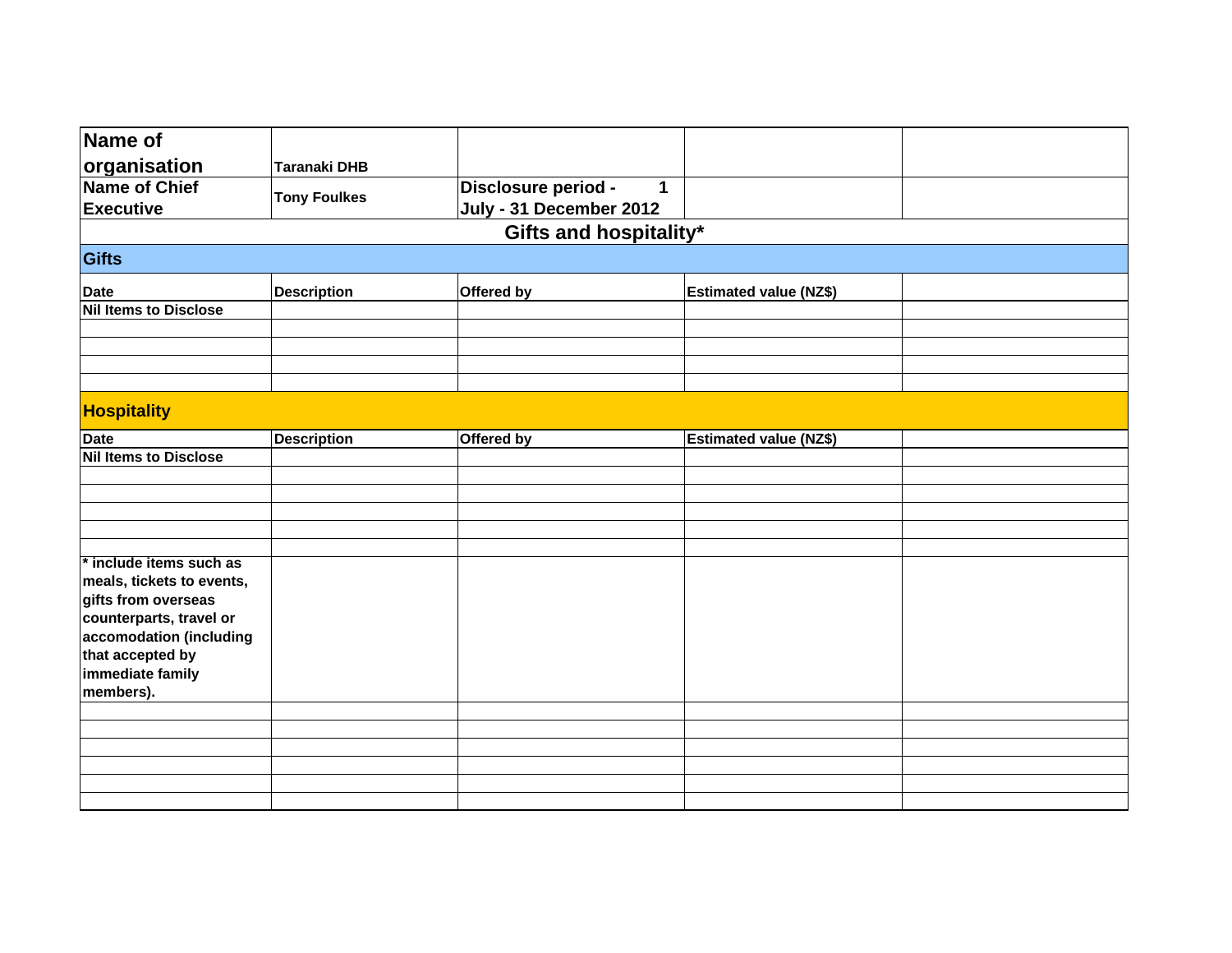| Name of organisation | Taranaki DHB | | | |
|---|---|---|---|---|
| Name of Chief Executive | Tony Foulkes | Disclosure period - 1 July - 31 December 2012 | | |

## Gifts and hospitality*

### Gifts

| Date | Description | Offered by | Estimated value (NZ$) | |
|---|---|---|---|---|
| Nil Items to Disclose | | | | |
| | | | | |
| | | | | |
| | | | | |
| | | | | |

### Hospitality

| Date | Description | Offered by | Estimated value (NZ$) | |
|---|---|---|---|---|
| Nil Items to Disclose | | | | |
| | | | | |
| | | | | |
| | | | | |
| | | | | |
| | | | | |

* include items such as meals, tickets to events, gifts from overseas counterparts, travel or accomodation (including that accepted by immediate family members).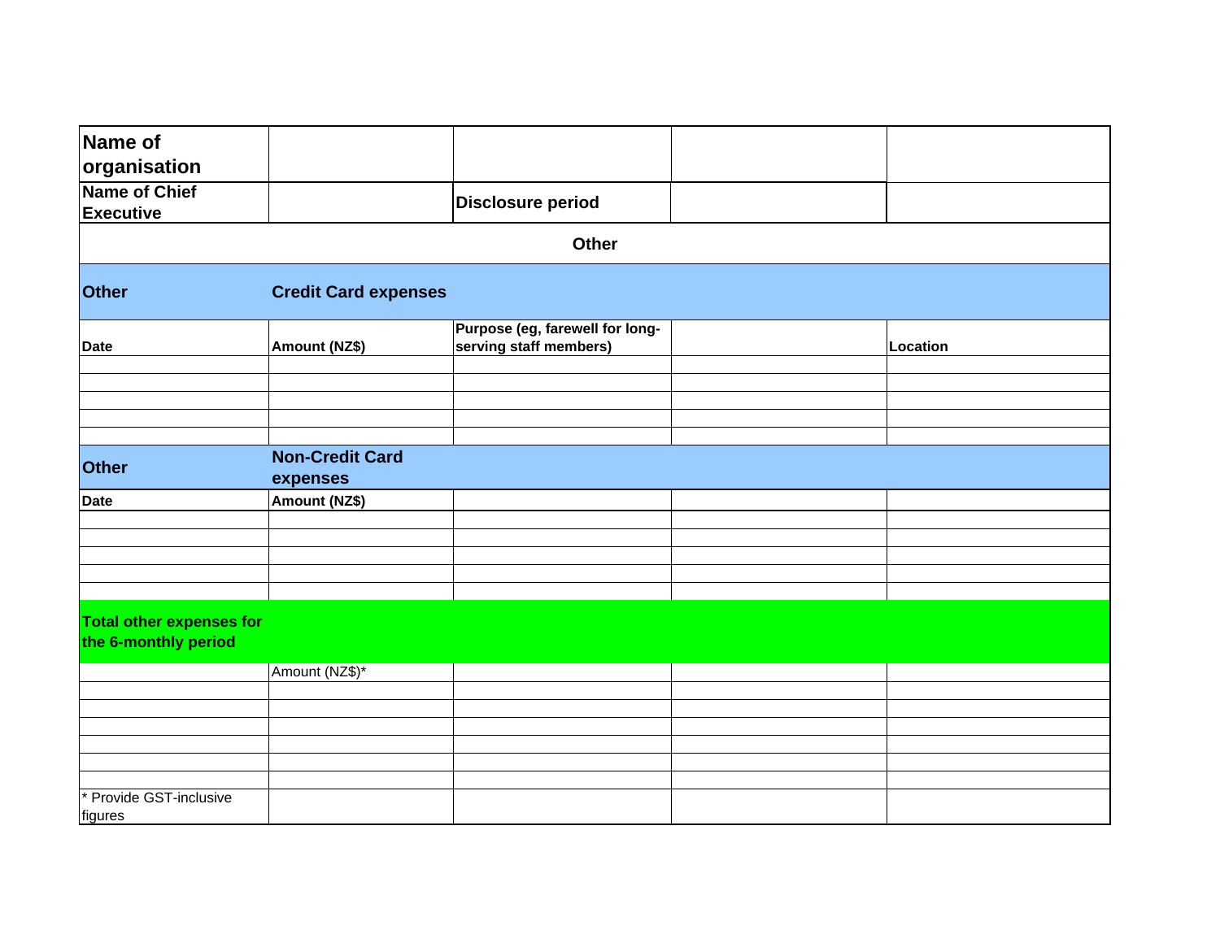| | | | | |
|---|---|---|---|---|
| **Name of organisation** | | | | |
| **Name of Chief Executive** | | **Disclosure period** | | |
| | | **Other** | | |
| **Other** | **Credit Card expenses** | | | |
| **Date** | **Amount (NZ$)** | **Purpose (eg, farewell for long-serving staff members)** | | **Location** |
| | | | | |
| | | | | |
| | | | | |
| | | | | |
| | | | | |
| **Other** | **Non-Credit Card expenses** | | | |
| **Date** | **Amount (NZ$)** | | | |
| | | | | |
| | | | | |
| | | | | |
| | | | | |
| | | | | |
| **Total other expenses for the 6-monthly period** | | | | |
| | Amount (NZ$)* | | | |
| | | | | |
| | | | | |
| | | | | |
| | | | | |
| | | | | |
| | | | | |
| * Provide GST-inclusive figures | | | | |